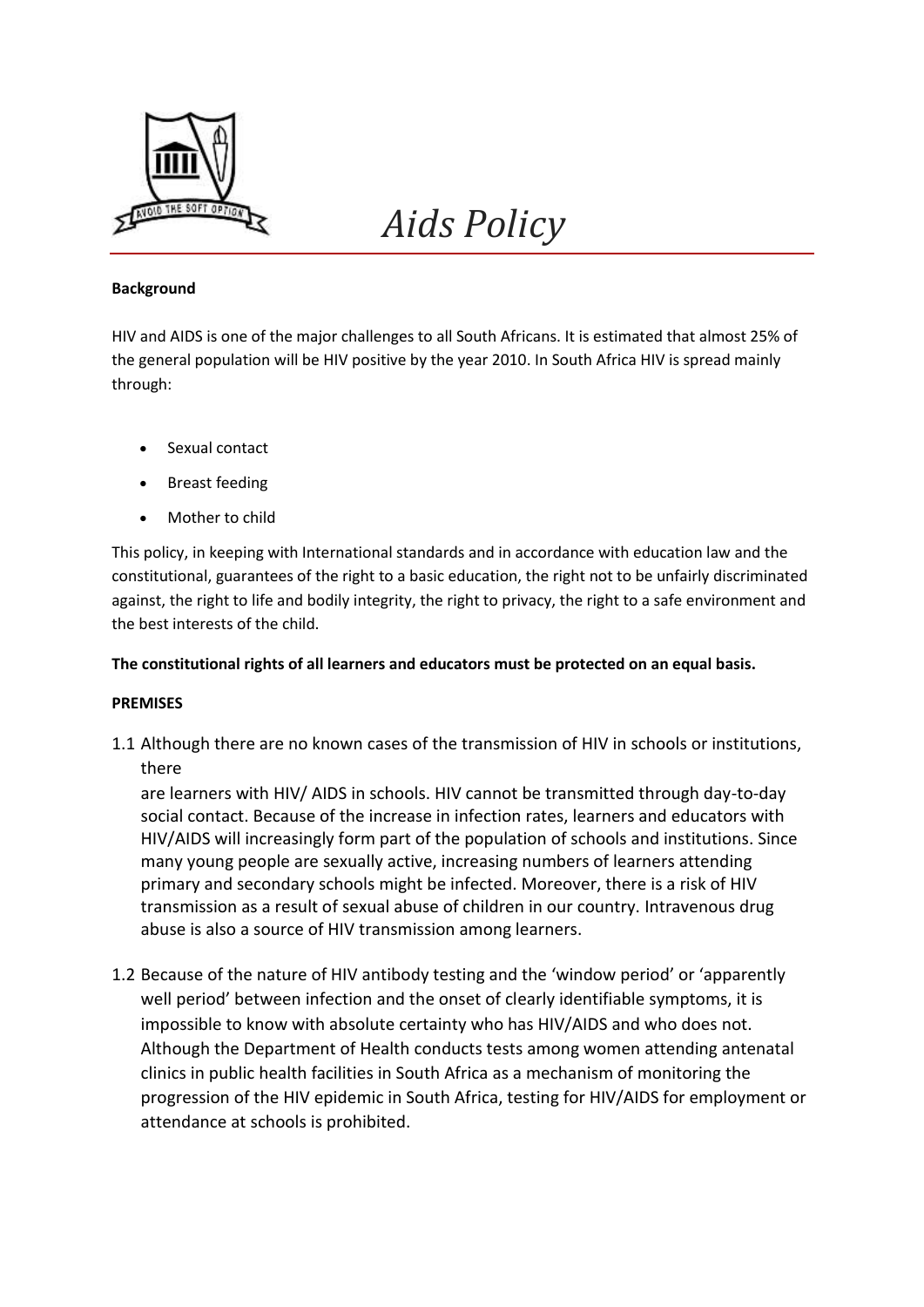# *Aids Policy*

**Background**

HIV and AIDS is one of the major challenges to all South Africans. It is estimated that almost 25% of the general population will be HIV positive by the year 2010. In South Africa HIV is spread mainly through:

- Sexual contact
- Breast feeding
- Mother to child

This policy, in keeping with International standards and in accordance with education law and the constitutional, guarantees of the right to a basic education, the right not to be unfairly discriminated against, the right to life and bodily integrity, the right to privacy, the right to a safe environment and the best interests of the child.

**The constitutional rights of all learners and educators must be protected on an equal basis.**

**PREMISES**

1.1 Although there are no known cases of the transmission of HIV in schools or institutions, there are learners with HIV/ AIDS in schools. HIV cannot be transmitted through day-to-day social contact. Because of the increase in infection rates, learners and educators with HIV/AIDS will increasingly form part of the population of schools and institutions. Since many young people are sexually active, increasing numbers of learners attending primary and secondary schools might be infected. Moreover, there is a risk of HIV transmission as a result of sexual abuse of children in our country. Intravenous drug abuse is also a source of HIV transmission among learners.

1.2 Because of the nature of HIV antibody testing and the 'window period' or 'apparently well period' between infection and the onset of clearly identifiable symptoms, it is impossible to know with absolute certainty who has HIV/AIDS and who does not. Although the Department of Health conducts tests among women attending antenatal clinics in public health facilities in South Africa as a mechanism of monitoring the progression of the HIV epidemic in South Africa, testing for HIV/AIDS for employment or attendance at schools is prohibited.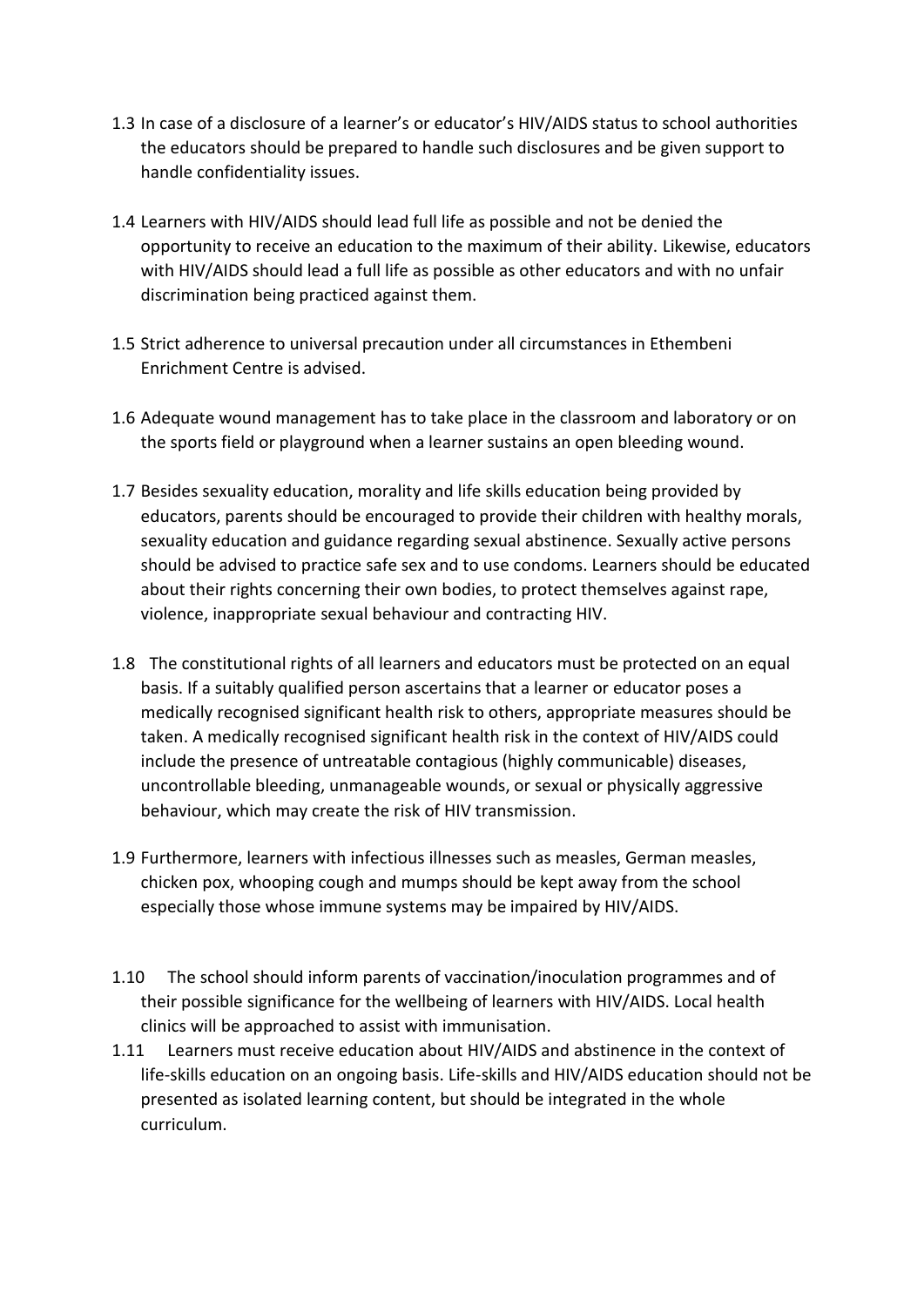1.3 In case of a disclosure of a learner's or educator's HIV/AIDS status to school authorities the educators should be prepared to handle such disclosures and be given support to handle confidentiality issues.

1.4 Learners with HIV/AIDS should lead full life as possible and not be denied the opportunity to receive an education to the maximum of their ability. Likewise, educators with HIV/AIDS should lead a full life as possible as other educators and with no unfair discrimination being practiced against them.

1.5 Strict adherence to universal precaution under all circumstances in Ethembeni Enrichment Centre is advised.

1.6 Adequate wound management has to take place in the classroom and laboratory or on the sports field or playground when a learner sustains an open bleeding wound.

1.7 Besides sexuality education, morality and life skills education being provided by educators, parents should be encouraged to provide their children with healthy morals, sexuality education and guidance regarding sexual abstinence. Sexually active persons should be advised to practice safe sex and to use condoms. Learners should be educated about their rights concerning their own bodies, to protect themselves against rape, violence, inappropriate sexual behaviour and contracting HIV.

1.8 The constitutional rights of all learners and educators must be protected on an equal basis. If a suitably qualified person ascertains that a learner or educator poses a medically recognised significant health risk to others, appropriate measures should be taken. A medically recognised significant health risk in the context of HIV/AIDS could include the presence of untreatable contagious (highly communicable) diseases, uncontrollable bleeding, unmanageable wounds, or sexual or physically aggressive behaviour, which may create the risk of HIV transmission.

1.9 Furthermore, learners with infectious illnesses such as measles, German measles, chicken pox, whooping cough and mumps should be kept away from the school especially those whose immune systems may be impaired by HIV/AIDS.

1.10 The school should inform parents of vaccination/inoculation programmes and of their possible significance for the wellbeing of learners with HIV/AIDS. Local health clinics will be approached to assist with immunisation.

1.11 Learners must receive education about HIV/AIDS and abstinence in the context of life-skills education on an ongoing basis. Life-skills and HIV/AIDS education should not be presented as isolated learning content, but should be integrated in the whole curriculum.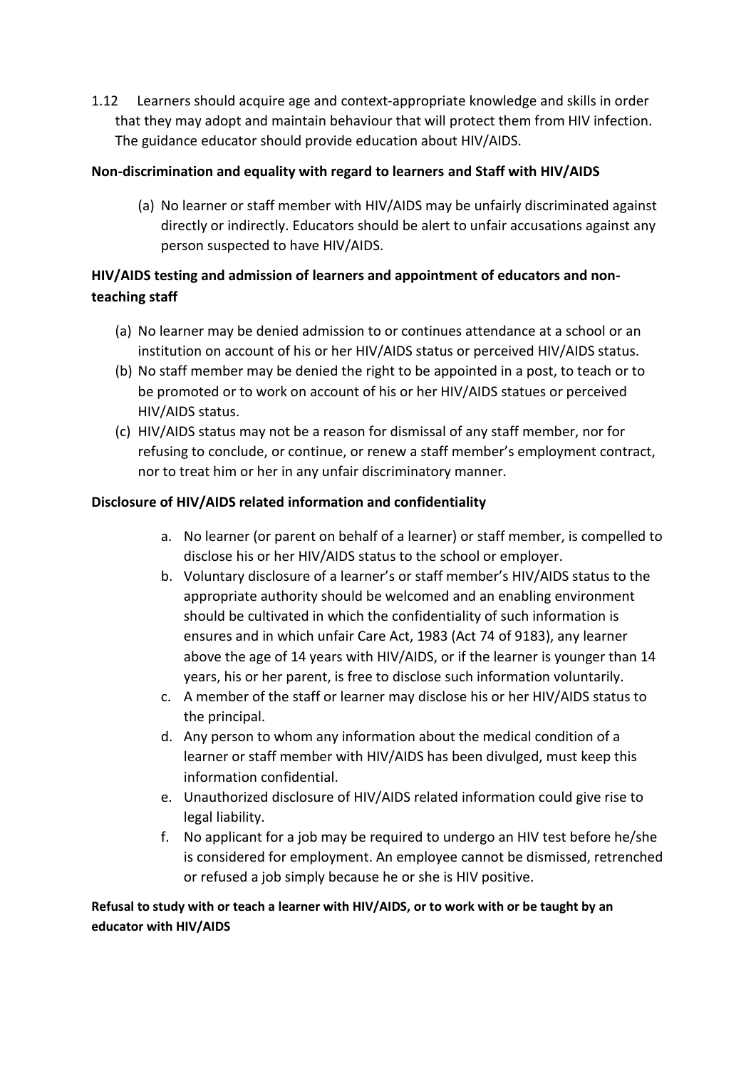1.12 Learners should acquire age and context-appropriate knowledge and skills in order that they may adopt and maintain behaviour that will protect them from HIV infection. The guidance educator should provide education about HIV/AIDS.

**Non-discrimination and equality with regard to learners and Staff with HIV/AIDS**

(a) No learner or staff member with HIV/AIDS may be unfairly discriminated against directly or indirectly. Educators should be alert to unfair accusations against any person suspected to have HIV/AIDS.

**HIV/AIDS testing and admission of learners and appointment of educators and non-teaching staff**

(a) No learner may be denied admission to or continues attendance at a school or an institution on account of his or her HIV/AIDS status or perceived HIV/AIDS status.
(b) No staff member may be denied the right to be appointed in a post, to teach or to be promoted or to work on account of his or her HIV/AIDS statues or perceived HIV/AIDS status.
(c) HIV/AIDS status may not be a reason for dismissal of any staff member, nor for refusing to conclude, or continue, or renew a staff member's employment contract, nor to treat him or her in any unfair discriminatory manner.

**Disclosure of HIV/AIDS related information and confidentiality**

a. No learner (or parent on behalf of a learner) or staff member, is compelled to disclose his or her HIV/AIDS status to the school or employer.
b. Voluntary disclosure of a learner's or staff member's HIV/AIDS status to the appropriate authority should be welcomed and an enabling environment should be cultivated in which the confidentiality of such information is ensures and in which unfair Care Act, 1983 (Act 74 of 9183), any learner above the age of 14 years with HIV/AIDS, or if the learner is younger than 14 years, his or her parent, is free to disclose such information voluntarily.
c. A member of the staff or learner may disclose his or her HIV/AIDS status to the principal.
d. Any person to whom any information about the medical condition of a learner or staff member with HIV/AIDS has been divulged, must keep this information confidential.
e. Unauthorized disclosure of HIV/AIDS related information could give rise to legal liability.
f. No applicant for a job may be required to undergo an HIV test before he/she is considered for employment. An employee cannot be dismissed, retrenched or refused a job simply because he or she is HIV positive.

**Refusal to study with or teach a learner with HIV/AIDS, or to work with or be taught by an educator with HIV/AIDS**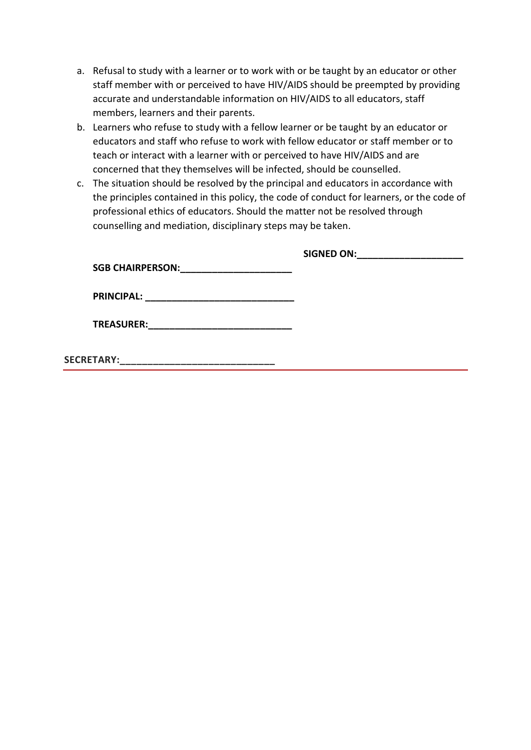a. Refusal to study with a learner or to work with or be taught by an educator or other staff member with or perceived to have HIV/AIDS should be preempted by providing accurate and understandable information on HIV/AIDS to all educators, staff members, learners and their parents.
b. Learners who refuse to study with a fellow learner or be taught by an educator or educators and staff who refuse to work with fellow educator or staff member or to teach or interact with a learner with or perceived to have HIV/AIDS and are concerned that they themselves will be infected, should be counselled.
c. The situation should be resolved by the principal and educators in accordance with the principles contained in this policy, the code of conduct for learners, or the code of professional ethics of educators. Should the matter not be resolved through counselling and mediation, disciplinary steps may be taken.

**SIGNED ON:____________________**

**SGB CHAIRPERSON:_____________________**

**PRINCIPAL: ___________________________**

**TREASURER:__________________________**

**SECRETARY:____________________________**